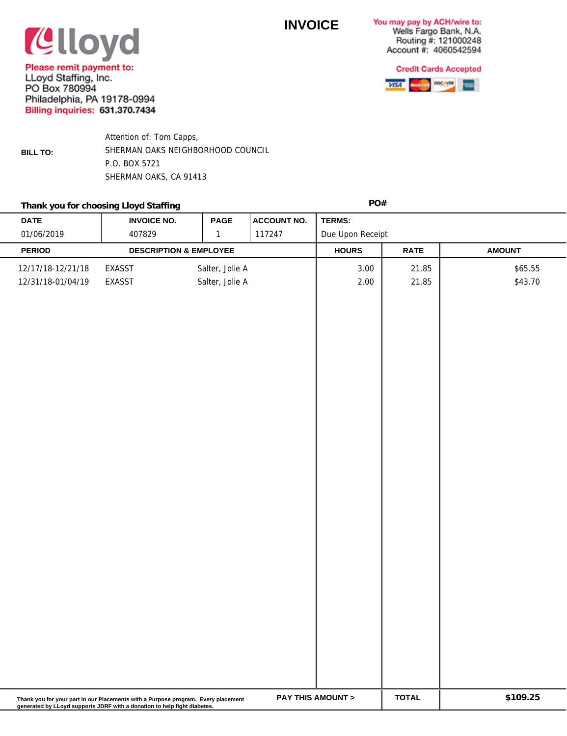lloyd

**Please remit payment to:**
LLoyd Staffing, Inc.
PO Box 780994
Philadelphia, PA 19178-0994
**Billing inquiries: 631.370.7434**

# INVOICE

**You may pay by ACH/wire to:**
Wells Fargo Bank, N.A.
Routing #: 121000248
Account #: 4060542594

**Credit Cards Accepted**

**BILL TO:**

Attention of: Tom Capps,
SHERMAN OAKS NEIGHBORHOOD COUNCIL
P.O. BOX 5721
SHERMAN OAKS, CA 91413

**Thank you for choosing Lloyd Staffing**

**PO#**

| DATE | INVOICE NO. | PAGE | ACCOUNT NO. | TERMS: |
|---|---|---|---|---|
| 01/06/2019 | 407829 | 1 | 117247 | Due Upon Receipt |

| PERIOD | DESCRIPTION & EMPLOYEE | | HOURS | RATE | AMOUNT |
|---|---|---|---|---|---|
| 12/17/18-12/21/18 | EXASST | Salter, Jolie A | 3.00 | 21.85 | $65.55 |
| 12/31/18-01/04/19 | EXASST | Salter, Jolie A | 2.00 | 21.85 | $43.70 |

Thank you for your part in our Placements with a Purpose program. Every placement generated by LLoyd supports JDRF with a donation to help fight diabetes.

**PAY THIS AMOUNT >** **TOTAL** **$109.25**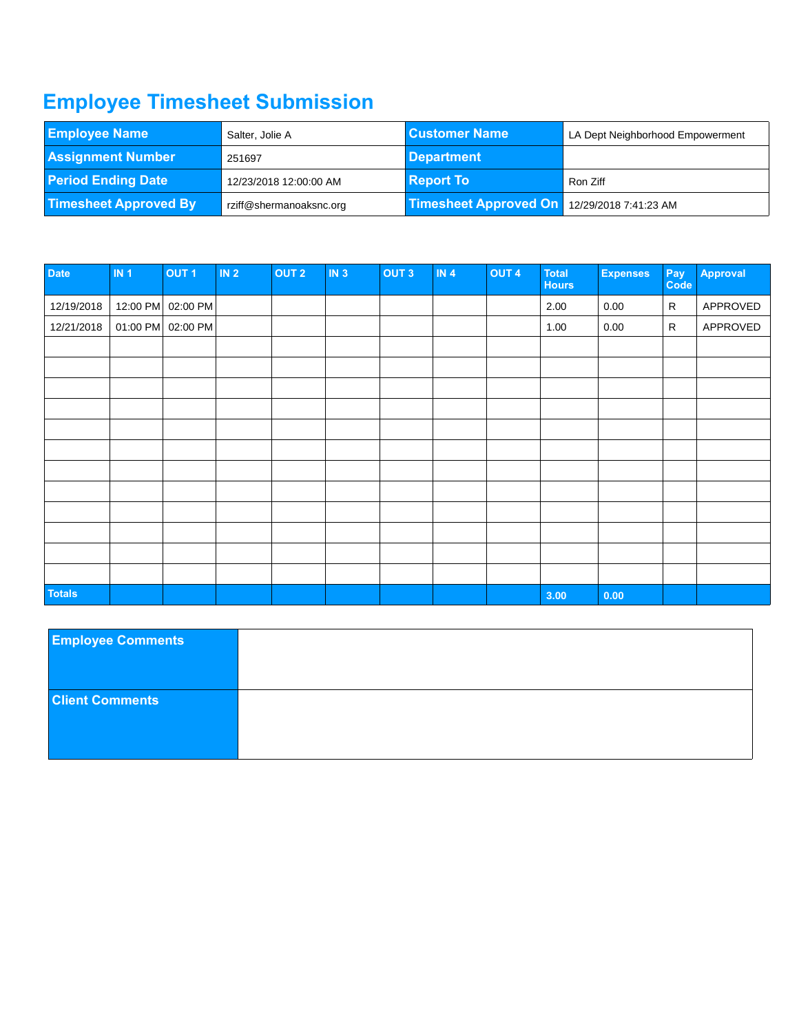# Employee Timesheet Submission

| Employee Name | Salter, Jolie A | Customer Name | LA Dept Neighborhood Empowerment |
|---|---|---|---|
| Assignment Number | 251697 | Department | |
| Period Ending Date | 12/23/2018 12:00:00 AM | Report To | Ron Ziff |
| Timesheet Approved By | rziff@shermanoaksnc.org | Timesheet Approved On | 12/29/2018 7:41:23 AM |

| Date | IN 1 | OUT 1 | IN 2 | OUT 2 | IN 3 | OUT 3 | IN 4 | OUT 4 | Total Hours | Expenses | Pay Code | Approval |
|---|---|---|---|---|---|---|---|---|---|---|---|---|
| 12/19/2018 | 12:00 PM | 02:00 PM | | | | | | | 2.00 | 0.00 | R | APPROVED |
| 12/21/2018 | 01:00 PM | 02:00 PM | | | | | | | 1.00 | 0.00 | R | APPROVED |
| | | | | | | | | | | | | |
| | | | | | | | | | | | | |
| | | | | | | | | | | | | |
| | | | | | | | | | | | | |
| | | | | | | | | | | | | |
| | | | | | | | | | | | | |
| | | | | | | | | | | | | |
| | | | | | | | | | | | | |
| | | | | | | | | | | | | |
| | | | | | | | | | | | | |
| | | | | | | | | | | | | |
| | | | | | | | | | | | | |
| Totals | | | | | | | | | 3.00 | 0.00 | | |

| Employee Comments | |
|---|---|
| Client Comments | |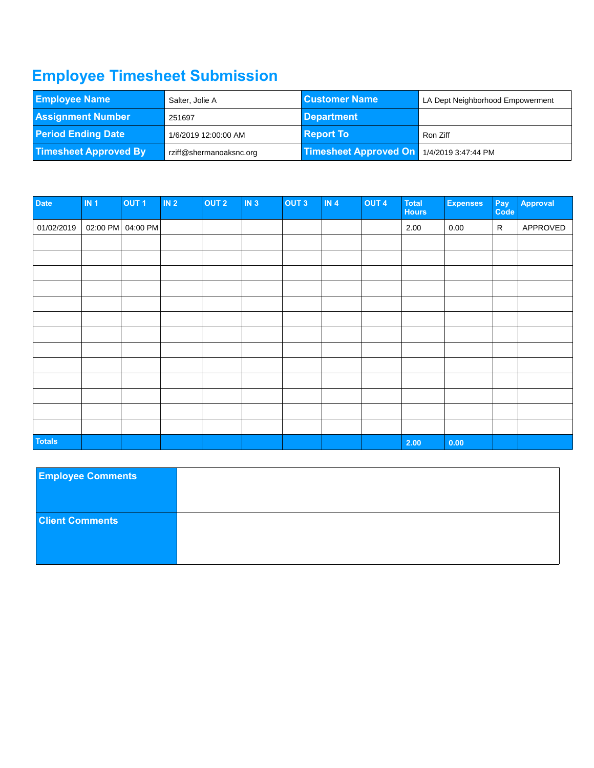# Employee Timesheet Submission

| | | | |
|---|---|---|---|
| **Employee Name** | Salter, Jolie A | **Customer Name** | LA Dept Neighborhood Empowerment |
| **Assignment Number** | 251697 | **Department** | |
| **Period Ending Date** | 1/6/2019 12:00:00 AM | **Report To** | Ron Ziff |
| **Timesheet Approved By** | rziff@shermanoaksnc.org | **Timesheet Approved On** | 1/4/2019 3:47:44 PM |

| Date | IN 1 | OUT 1 | IN 2 | OUT 2 | IN 3 | OUT 3 | IN 4 | OUT 4 | Total Hours | Expenses | Pay Code | Approval |
|---|---|---|---|---|---|---|---|---|---|---|---|---|
| 01/02/2019 | 02:00 PM | 04:00 PM | | | | | | | 2.00 | 0.00 | R | APPROVED |
| | | | | | | | | | | | | |
| | | | | | | | | | | | | |
| | | | | | | | | | | | | |
| | | | | | | | | | | | | |
| | | | | | | | | | | | | |
| | | | | | | | | | | | | |
| | | | | | | | | | | | | |
| | | | | | | | | | | | | |
| | | | | | | | | | | | | |
| | | | | | | | | | | | | |
| | | | | | | | | | | | | |
| | | | | | | | | | | | | |
| | | | | | | | | | | | | |
| **Totals** | | | | | | | | | **2.00** | **0.00** | | |

| | |
|---|---|
| **Employee Comments** | |
| **Client Comments** | |